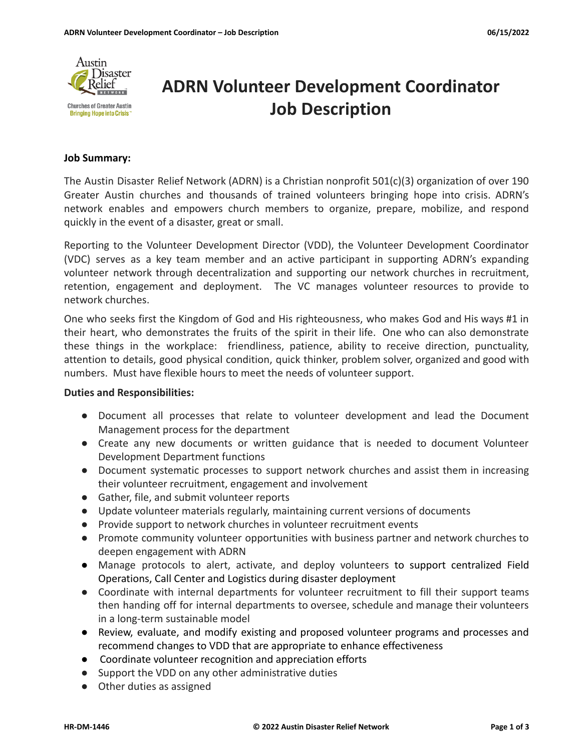# ADRN Volunteer Development Coordinator Job Description

**Job Summary:**

The Austin Disaster Relief Network (ADRN) is a Christian nonprofit 501(c)(3) organization of over 190 Greater Austin churches and thousands of trained volunteers bringing hope into crisis. ADRN's network enables and empowers church members to organize, prepare, mobilize, and respond quickly in the event of a disaster, great or small.

Reporting to the Volunteer Development Director (VDD), the Volunteer Development Coordinator (VDC) serves as a key team member and an active participant in supporting ADRN's expanding volunteer network through decentralization and supporting our network churches in recruitment, retention, engagement and deployment. The VC manages volunteer resources to provide to network churches.

One who seeks first the Kingdom of God and His righteousness, who makes God and His ways #1 in their heart, who demonstrates the fruits of the spirit in their life. One who can also demonstrate these things in the workplace: friendliness, patience, ability to receive direction, punctuality, attention to details, good physical condition, quick thinker, problem solver, organized and good with numbers. Must have flexible hours to meet the needs of volunteer support.

**Duties and Responsibilities:**

- Document all processes that relate to volunteer development and lead the Document Management process for the department
- Create any new documents or written guidance that is needed to document Volunteer Development Department functions
- Document systematic processes to support network churches and assist them in increasing their volunteer recruitment, engagement and involvement
- Gather, file, and submit volunteer reports
- Update volunteer materials regularly, maintaining current versions of documents
- Provide support to network churches in volunteer recruitment events
- Promote community volunteer opportunities with business partner and network churches to deepen engagement with ADRN
- Manage protocols to alert, activate, and deploy volunteers to support centralized Field Operations, Call Center and Logistics during disaster deployment
- Coordinate with internal departments for volunteer recruitment to fill their support teams then handing off for internal departments to oversee, schedule and manage their volunteers in a long-term sustainable model
- Review, evaluate, and modify existing and proposed volunteer programs and processes and recommend changes to VDD that are appropriate to enhance effectiveness
- Coordinate volunteer recognition and appreciation efforts
- Support the VDD on any other administrative duties
- Other duties as assigned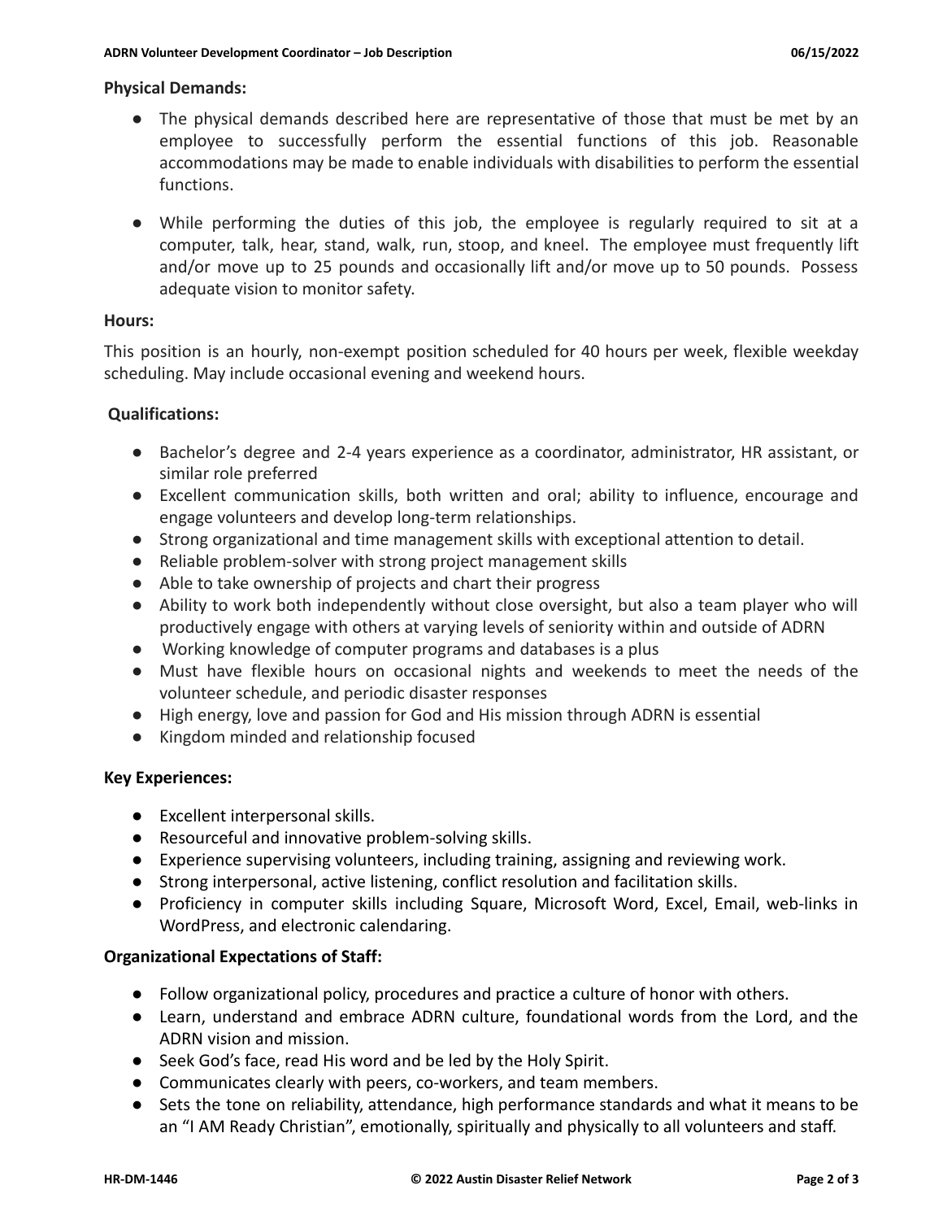**Physical Demands:**

- The physical demands described here are representative of those that must be met by an employee to successfully perform the essential functions of this job. Reasonable accommodations may be made to enable individuals with disabilities to perform the essential functions.
- While performing the duties of this job, the employee is regularly required to sit at a computer, talk, hear, stand, walk, run, stoop, and kneel. The employee must frequently lift and/or move up to 25 pounds and occasionally lift and/or move up to 50 pounds. Possess adequate vision to monitor safety.

**Hours:**

This position is an hourly, non-exempt position scheduled for 40 hours per week, flexible weekday scheduling. May include occasional evening and weekend hours.

**Qualifications:**

- Bachelor's degree and 2-4 years experience as a coordinator, administrator, HR assistant, or similar role preferred
- Excellent communication skills, both written and oral; ability to influence, encourage and engage volunteers and develop long-term relationships.
- Strong organizational and time management skills with exceptional attention to detail.
- Reliable problem-solver with strong project management skills
- Able to take ownership of projects and chart their progress
- Ability to work both independently without close oversight, but also a team player who will productively engage with others at varying levels of seniority within and outside of ADRN
- Working knowledge of computer programs and databases is a plus
- Must have flexible hours on occasional nights and weekends to meet the needs of the volunteer schedule, and periodic disaster responses
- High energy, love and passion for God and His mission through ADRN is essential
- Kingdom minded and relationship focused

**Key Experiences:**

- Excellent interpersonal skills.
- Resourceful and innovative problem-solving skills.
- Experience supervising volunteers, including training, assigning and reviewing work.
- Strong interpersonal, active listening, conflict resolution and facilitation skills.
- Proficiency in computer skills including Square, Microsoft Word, Excel, Email, web-links in WordPress, and electronic calendaring.

**Organizational Expectations of Staff:**

- Follow organizational policy, procedures and practice a culture of honor with others.
- Learn, understand and embrace ADRN culture, foundational words from the Lord, and the ADRN vision and mission.
- Seek God's face, read His word and be led by the Holy Spirit.
- Communicates clearly with peers, co-workers, and team members.
- Sets the tone on reliability, attendance, high performance standards and what it means to be an "I AM Ready Christian", emotionally, spiritually and physically to all volunteers and staff.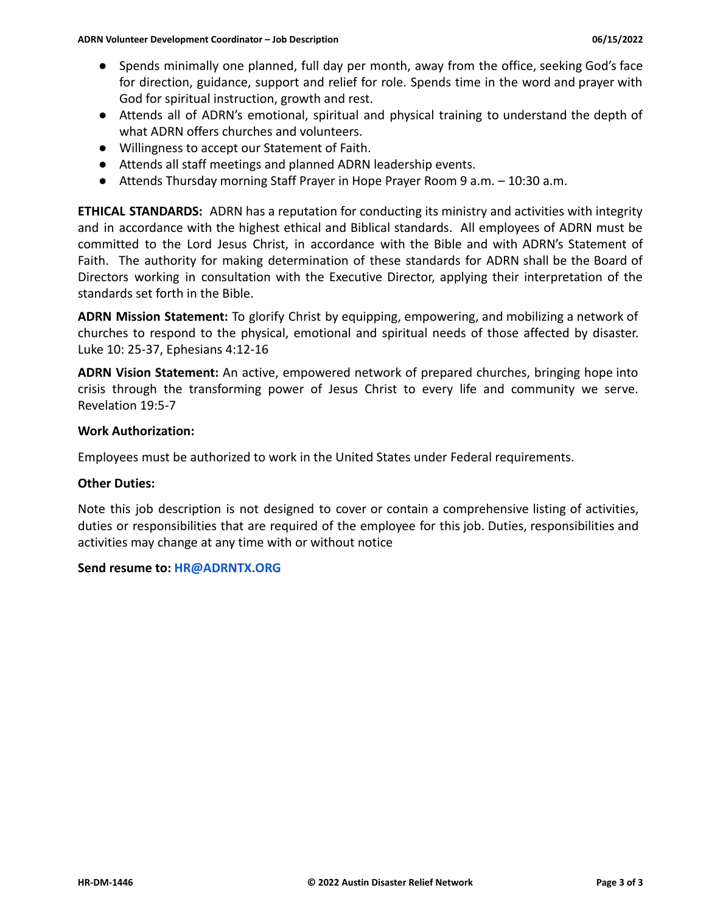- Spends minimally one planned, full day per month, away from the office, seeking God's face for direction, guidance, support and relief for role. Spends time in the word and prayer with God for spiritual instruction, growth and rest.
- Attends all of ADRN's emotional, spiritual and physical training to understand the depth of what ADRN offers churches and volunteers.
- Willingness to accept our Statement of Faith.
- Attends all staff meetings and planned ADRN leadership events.
- Attends Thursday morning Staff Prayer in Hope Prayer Room 9 a.m. – 10:30 a.m.

**ETHICAL STANDARDS:** ADRN has a reputation for conducting its ministry and activities with integrity and in accordance with the highest ethical and Biblical standards. All employees of ADRN must be committed to the Lord Jesus Christ, in accordance with the Bible and with ADRN's Statement of Faith. The authority for making determination of these standards for ADRN shall be the Board of Directors working in consultation with the Executive Director, applying their interpretation of the standards set forth in the Bible.

**ADRN Mission Statement:** To glorify Christ by equipping, empowering, and mobilizing a network of churches to respond to the physical, emotional and spiritual needs of those affected by disaster. Luke 10: 25-37, Ephesians 4:12-16

**ADRN Vision Statement:** An active, empowered network of prepared churches, bringing hope into crisis through the transforming power of Jesus Christ to every life and community we serve. Revelation 19:5-7

**Work Authorization:**

Employees must be authorized to work in the United States under Federal requirements.

**Other Duties:**

Note this job description is not designed to cover or contain a comprehensive listing of activities, duties or responsibilities that are required of the employee for this job. Duties, responsibilities and activities may change at any time with or without notice

**Send resume to: HR@ADRNTX.ORG**